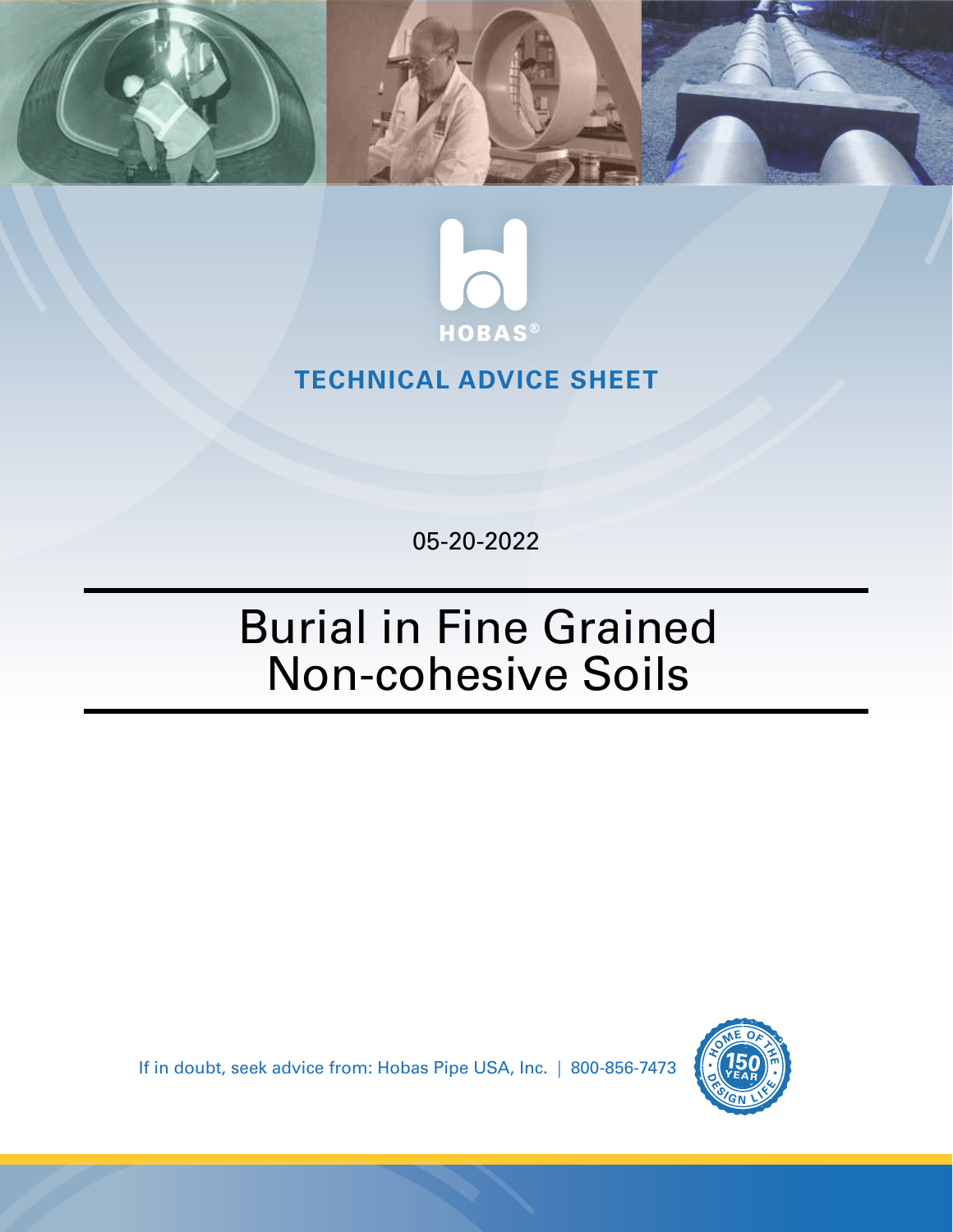HOBAS®

**TECHNICAL ADVICE SHEET**

05-20-2022

# Burial in Fine Grained Non-cohesive Soils

If in doubt, seek advice from: Hobas Pipe USA, Inc. | 800-856-7473

HOME OF THE 150 YEAR DESIGN LIFE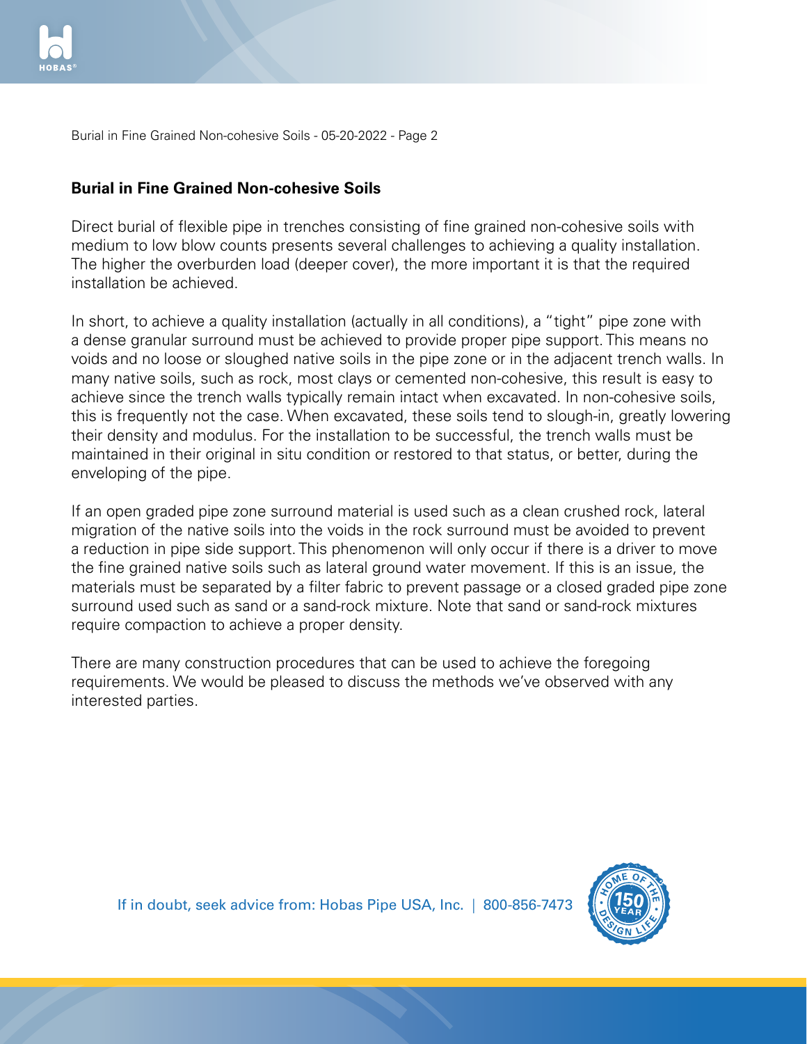## Burial in Fine Grained Non-cohesive Soils

Direct burial of flexible pipe in trenches consisting of fine grained non-cohesive soils with medium to low blow counts presents several challenges to achieving a quality installation. The higher the overburden load (deeper cover), the more important it is that the required installation be achieved.

In short, to achieve a quality installation (actually in all conditions), a "tight" pipe zone with a dense granular surround must be achieved to provide proper pipe support. This means no voids and no loose or sloughed native soils in the pipe zone or in the adjacent trench walls. In many native soils, such as rock, most clays or cemented non-cohesive, this result is easy to achieve since the trench walls typically remain intact when excavated. In non-cohesive soils, this is frequently not the case. When excavated, these soils tend to slough-in, greatly lowering their density and modulus. For the installation to be successful, the trench walls must be maintained in their original in situ condition or restored to that status, or better, during the enveloping of the pipe.

If an open graded pipe zone surround material is used such as a clean crushed rock, lateral migration of the native soils into the voids in the rock surround must be avoided to prevent a reduction in pipe side support. This phenomenon will only occur if there is a driver to move the fine grained native soils such as lateral ground water movement. If this is an issue, the materials must be separated by a filter fabric to prevent passage or a closed graded pipe zone surround used such as sand or a sand-rock mixture. Note that sand or sand-rock mixtures require compaction to achieve a proper density.

There are many construction procedures that can be used to achieve the foregoing requirements. We would be pleased to discuss the methods we've observed with any interested parties.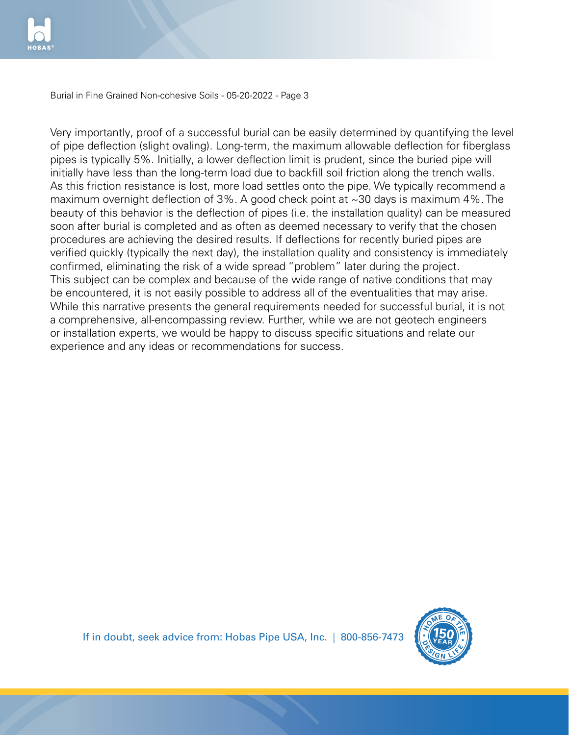Very importantly, proof of a successful burial can be easily determined by quantifying the level of pipe deflection (slight ovaling). Long-term, the maximum allowable deflection for fiberglass pipes is typically 5%. Initially, a lower deflection limit is prudent, since the buried pipe will initially have less than the long-term load due to backfill soil friction along the trench walls. As this friction resistance is lost, more load settles onto the pipe. We typically recommend a maximum overnight deflection of 3%. A good check point at ~30 days is maximum 4%. The beauty of this behavior is the deflection of pipes (i.e. the installation quality) can be measured soon after burial is completed and as often as deemed necessary to verify that the chosen procedures are achieving the desired results. If deflections for recently buried pipes are verified quickly (typically the next day), the installation quality and consistency is immediately confirmed, eliminating the risk of a wide spread "problem" later during the project.

This subject can be complex and because of the wide range of native conditions that may be encountered, it is not easily possible to address all of the eventualities that may arise. While this narrative presents the general requirements needed for successful burial, it is not a comprehensive, all-encompassing review. Further, while we are not geotech engineers or installation experts, we would be happy to discuss specific situations and relate our experience and any ideas or recommendations for success.

If in doubt, seek advice from: Hobas Pipe USA, Inc. | 800-856-7473